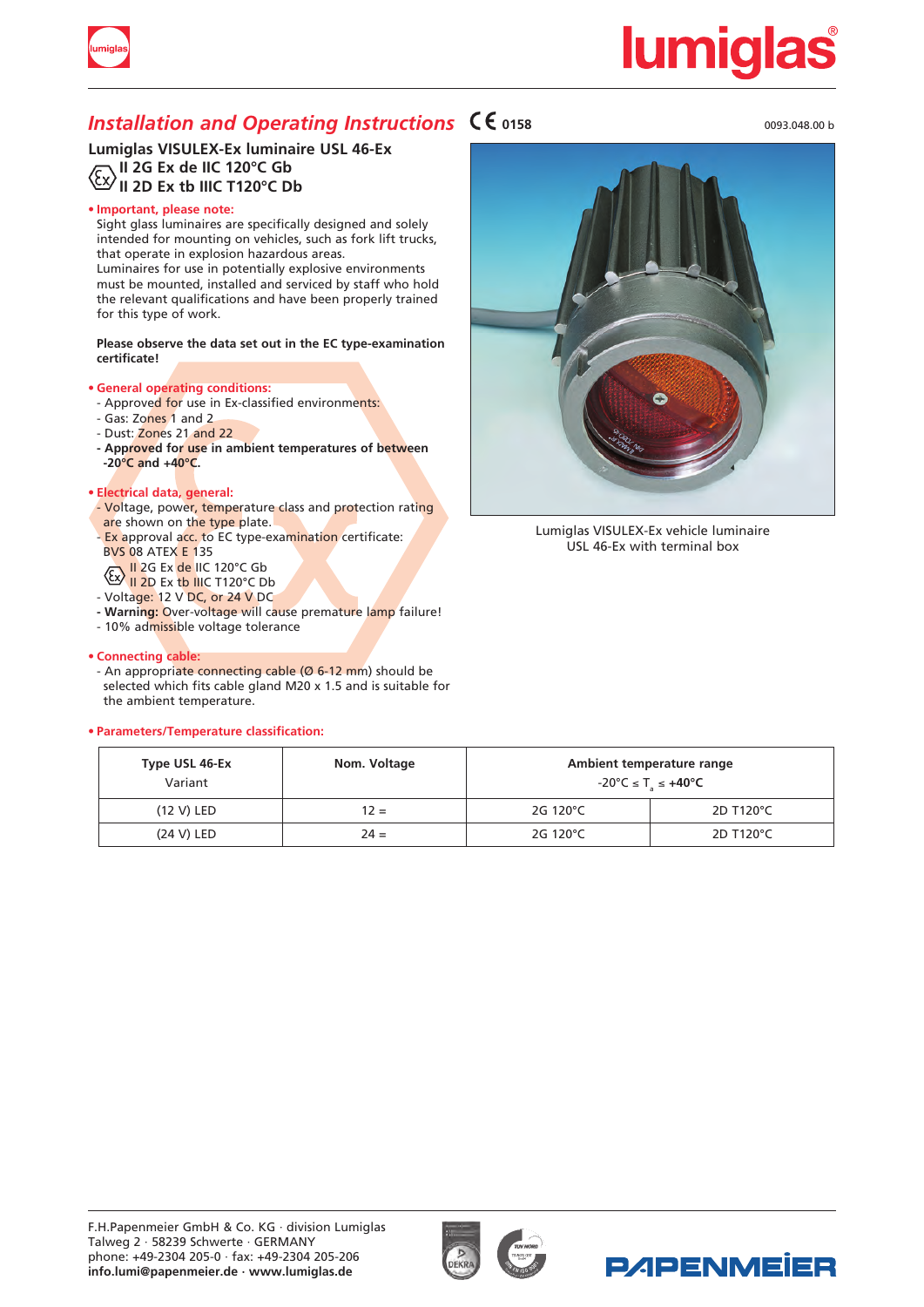# Installation and Operating Instructions

CE 0158

0093.048.00 b

## Lumiglas VISULEX-Ex luminaire USL 46-Ex

II 2G Ex de IIC 120°C Gb
II 2D Ex tb IIIC T120°C Db

- **Important, please note:**
  Sight glass luminaires are specifically designed and solely intended for mounting on vehicles, such as fork lift trucks, that operate in explosion hazardous areas.
  Luminaires for use in potentially explosive environments must be mounted, installed and serviced by staff who hold the relevant qualifications and have been properly trained for this type of work.

  **Please observe the data set out in the EC type-examination certificate!**

- **General operating conditions:**
  - Approved for use in Ex-classified environments:
  - Gas: Zones 1 and 2
  - Dust: Zones 21 and 22
  - **Approved for use in ambient temperatures of between -20°C and +40°C.**

- **Electrical data, general:**
  - Voltage, power, temperature class and protection rating are shown on the type plate.
  - Ex approval acc. to EC type-examination certificate: BVS 08 ATEX E 135
    II 2G Ex de IIC 120°C Gb
    II 2D Ex tb IIIC T120°C Db
  - Voltage: 12 V DC, or 24 V DC
  - **Warning:** Over-voltage will cause premature lamp failure!
  - 10% admissible voltage tolerance

- **Connecting cable:**
  - An appropriate connecting cable (Ø 6-12 mm) should be selected which fits cable gland M20 x 1.5 and is suitable for the ambient temperature.

Lumiglas VISULEX-Ex vehicle luminaire USL 46-Ex with terminal box

- **Parameters/Temperature classification:**

| Type USL 46-Ex Variant | Nom. Voltage | Ambient temperature range -20°C ≤ $T_a$ ≤ +40°C | |
|---|---|---|---|
| (12 V) LED | 12 = | 2G 120°C | 2D T120°C |
| (24 V) LED | 24 = | 2G 120°C | 2D T120°C |

F.H.Papenmeier GmbH & Co. KG · division Lumiglas
Talweg 2 · 58239 Schwerte · GERMANY
phone: +49-2304 205-0 · fax: +49-2304 205-206
**info.lumi@papenmeier.de · www.lumiglas.de**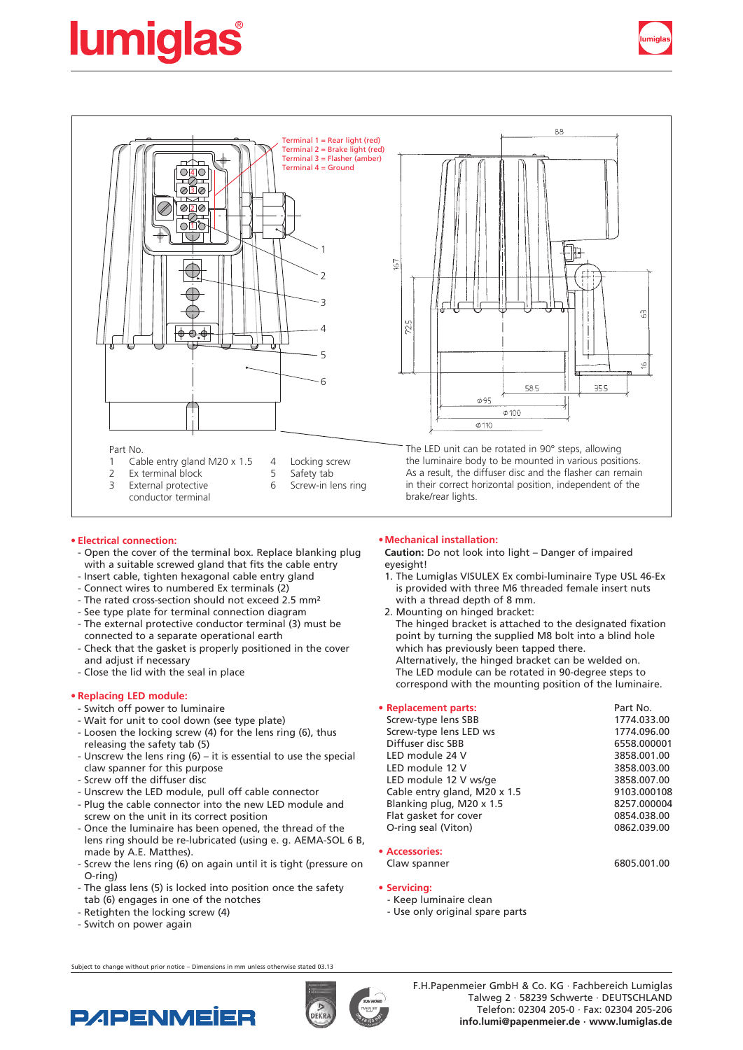Terminal 1 = Rear light (red)
Terminal 2 = Brake light (red)
Terminal 3 = Flasher (amber)
Terminal 4 = Ground

88
167
72.5
63
16
58.5
35.5
⌀95
⌀100
⌀110

Part No.

1. Cable entry gland M20 x 1.5
2. Ex terminal block
3. External protective conductor terminal
4. Locking screw
5. Safety tab
6. Screw-in lens ring

The LED unit can be rotated in 90° steps, allowing the luminaire body to be mounted in various positions. As a result, the diffuser disc and the flasher can remain in their correct horizontal position, independent of the brake/rear lights.

## • Electrical connection:

- Open the cover of the terminal box. Replace blanking plug with a suitable screwed gland that fits the cable entry
- Insert cable, tighten hexagonal cable entry gland
- Connect wires to numbered Ex terminals (2)
- The rated cross-section should not exceed 2.5 mm²
- See type plate for terminal connection diagram
- The external protective conductor terminal (3) must be connected to a separate operational earth
- Check that the gasket is properly positioned in the cover and adjust if necessary
- Close the lid with the seal in place

## • Replacing LED module:

- Switch off power to luminaire
- Wait for unit to cool down (see type plate)
- Loosen the locking screw (4) for the lens ring (6), thus releasing the safety tab (5)
- Unscrew the lens ring (6) – it is essential to use the special claw spanner for this purpose
- Screw off the diffuser disc
- Unscrew the LED module, pull off cable connector
- Plug the cable connector into the new LED module and screw on the unit in its correct position
- Once the luminaire has been opened, the thread of the lens ring should be re-lubricated (using e. g. AEMA-SOL 6 B, made by A.E. Matthes).
- Screw the lens ring (6) on again until it is tight (pressure on O-ring)
- The glass lens (5) is locked into position once the safety tab (6) engages in one of the notches
- Retighten the locking screw (4)
- Switch on power again

## • Mechanical installation:

**Caution:** Do not look into light – Danger of impaired eyesight!

1. The Lumiglas VISULEX Ex combi-luminaire Type USL 46-Ex is provided with three M6 threaded female insert nuts with a thread depth of 8 mm.
2. Mounting on hinged bracket:
   The hinged bracket is attached to the designated fixation point by turning the supplied M8 bolt into a blind hole which has previously been tapped there.
   Alternatively, the hinged bracket can be welded on.
   The LED module can be rotated in 90-degree steps to correspond with the mounting position of the luminaire.

## • Replacement parts:

| | Part No. |
|---|---|
| Screw-type lens SBB | 1774.033.00 |
| Screw-type lens LED ws | 1774.096.00 |
| Diffuser disc SBB | 6558.000001 |
| LED module 24 V | 3858.001.00 |
| LED module 12 V | 3858.003.00 |
| LED module 12 V ws/ge | 3858.007.00 |
| Cable entry gland, M20 x 1.5 | 9103.000108 |
| Blanking plug, M20 x 1.5 | 8257.000004 |
| Flat gasket for cover | 0854.038.00 |
| O-ring seal (Viton) | 0862.039.00 |

## • Accessories:

| | |
|---|---|
| Claw spanner | 6805.001.00 |

## • Servicing:

- Keep luminaire clean
- Use only original spare parts

Subject to change without prior notice – Dimensions in mm unless otherwise stated 03.13

F.H.Papenmeier GmbH & Co. KG · Fachbereich Lumiglas
Talweg 2 · 58239 Schwerte · DEUTSCHLAND
Telefon: 02304 205-0 · Fax: 02304 205-206
**info.lumi@papenmeier.de · www.lumiglas.de**